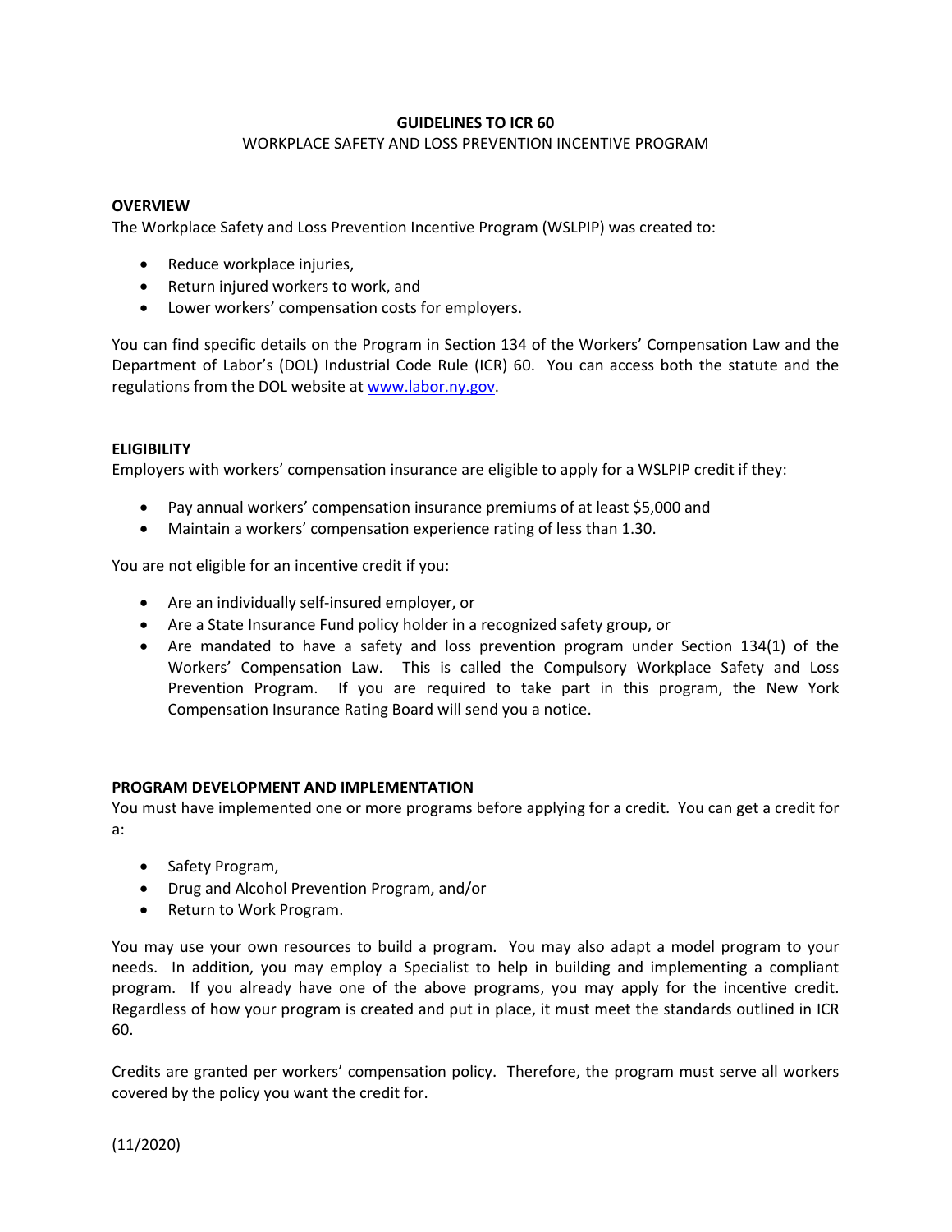# GUIDELINES TO ICR 60

WORKPLACE SAFETY AND LOSS PREVENTION INCENTIVE PROGRAM

## OVERVIEW

The Workplace Safety and Loss Prevention Incentive Program (WSLPIP) was created to:

- Reduce workplace injuries,
- Return injured workers to work, and
- Lower workers' compensation costs for employers.

You can find specific details on the Program in Section 134 of the Workers' Compensation Law and the Department of Labor's (DOL) Industrial Code Rule (ICR) 60. You can access both the statute and the regulations from the DOL website at www.labor.ny.gov.

## ELIGIBILITY

Employers with workers' compensation insurance are eligible to apply for a WSLPIP credit if they:

- Pay annual workers' compensation insurance premiums of at least $5,000 and
- Maintain a workers' compensation experience rating of less than 1.30.

You are not eligible for an incentive credit if you:

- Are an individually self-insured employer, or
- Are a State Insurance Fund policy holder in a recognized safety group, or
- Are mandated to have a safety and loss prevention program under Section 134(1) of the Workers' Compensation Law. This is called the Compulsory Workplace Safety and Loss Prevention Program. If you are required to take part in this program, the New York Compensation Insurance Rating Board will send you a notice.

## PROGRAM DEVELOPMENT AND IMPLEMENTATION

You must have implemented one or more programs before applying for a credit. You can get a credit for a:

- Safety Program,
- Drug and Alcohol Prevention Program, and/or
- Return to Work Program.

You may use your own resources to build a program. You may also adapt a model program to your needs. In addition, you may employ a Specialist to help in building and implementing a compliant program. If you already have one of the above programs, you may apply for the incentive credit. Regardless of how your program is created and put in place, it must meet the standards outlined in ICR 60.

Credits are granted per workers' compensation policy. Therefore, the program must serve all workers covered by the policy you want the credit for.

(11/2020)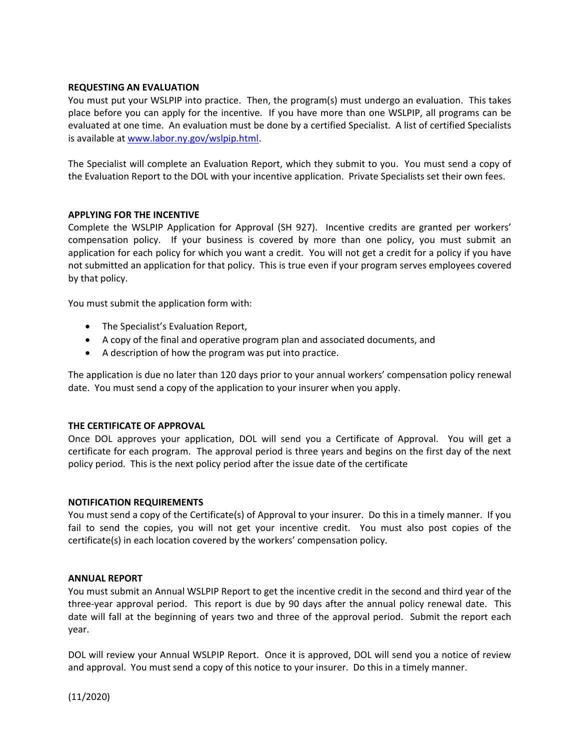## REQUESTING AN EVALUATION

You must put your WSLPIP into practice. Then, the program(s) must undergo an evaluation. This takes place before you can apply for the incentive. If you have more than one WSLPIP, all programs can be evaluated at one time. An evaluation must be done by a certified Specialist. A list of certified Specialists is available at [www.labor.ny.gov/wslpip.html](www.labor.ny.gov/wslpip.html).

The Specialist will complete an Evaluation Report, which they submit to you. You must send a copy of the Evaluation Report to the DOL with your incentive application. Private Specialists set their own fees.

## APPLYING FOR THE INCENTIVE

Complete the WSLPIP Application for Approval (SH 927). Incentive credits are granted per workers' compensation policy. If your business is covered by more than one policy, you must submit an application for each policy for which you want a credit. You will not get a credit for a policy if you have not submitted an application for that policy. This is true even if your program serves employees covered by that policy.

You must submit the application form with:

- The Specialist's Evaluation Report,
- A copy of the final and operative program plan and associated documents, and
- A description of how the program was put into practice.

The application is due no later than 120 days prior to your annual workers' compensation policy renewal date. You must send a copy of the application to your insurer when you apply.

## THE CERTIFICATE OF APPROVAL

Once DOL approves your application, DOL will send you a Certificate of Approval. You will get a certificate for each program. The approval period is three years and begins on the first day of the next policy period. This is the next policy period after the issue date of the certificate

## NOTIFICATION REQUIREMENTS

You must send a copy of the Certificate(s) of Approval to your insurer. Do this in a timely manner. If you fail to send the copies, you will not get your incentive credit. You must also post copies of the certificate(s) in each location covered by the workers' compensation policy.

## ANNUAL REPORT

You must submit an Annual WSLPIP Report to get the incentive credit in the second and third year of the three-year approval period. This report is due by 90 days after the annual policy renewal date. This date will fall at the beginning of years two and three of the approval period. Submit the report each year.

DOL will review your Annual WSLPIP Report. Once it is approved, DOL will send you a notice of review and approval. You must send a copy of this notice to your insurer. Do this in a timely manner.

(11/2020)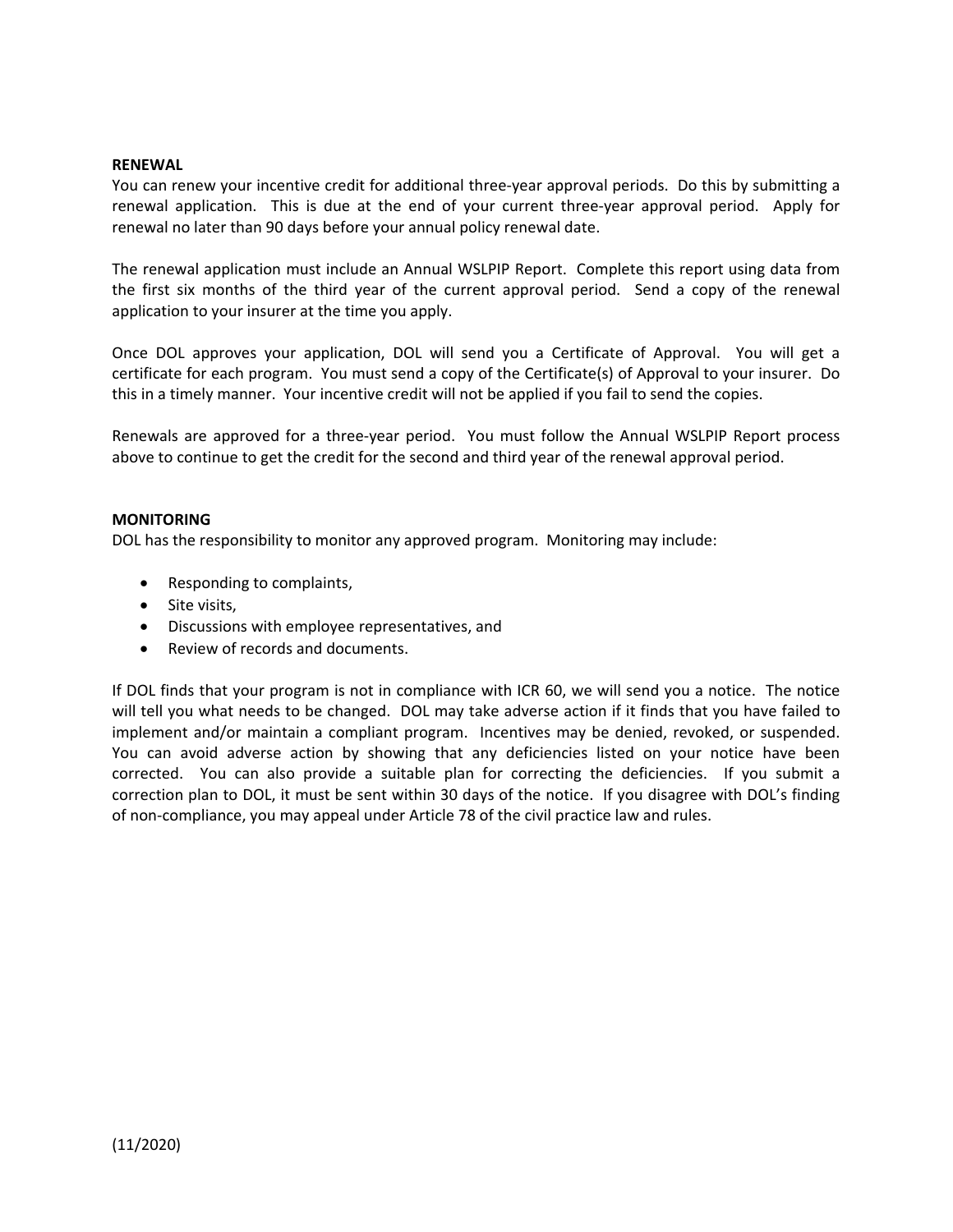**RENEWAL**

You can renew your incentive credit for additional three-year approval periods. Do this by submitting a renewal application. This is due at the end of your current three-year approval period. Apply for renewal no later than 90 days before your annual policy renewal date.

The renewal application must include an Annual WSLPIP Report. Complete this report using data from the first six months of the third year of the current approval period. Send a copy of the renewal application to your insurer at the time you apply.

Once DOL approves your application, DOL will send you a Certificate of Approval. You will get a certificate for each program. You must send a copy of the Certificate(s) of Approval to your insurer. Do this in a timely manner. Your incentive credit will not be applied if you fail to send the copies.

Renewals are approved for a three-year period. You must follow the Annual WSLPIP Report process above to continue to get the credit for the second and third year of the renewal approval period.

**MONITORING**

DOL has the responsibility to monitor any approved program. Monitoring may include:

- Responding to complaints,
- Site visits,
- Discussions with employee representatives, and
- Review of records and documents.

If DOL finds that your program is not in compliance with ICR 60, we will send you a notice. The notice will tell you what needs to be changed. DOL may take adverse action if it finds that you have failed to implement and/or maintain a compliant program. Incentives may be denied, revoked, or suspended. You can avoid adverse action by showing that any deficiencies listed on your notice have been corrected. You can also provide a suitable plan for correcting the deficiencies. If you submit a correction plan to DOL, it must be sent within 30 days of the notice. If you disagree with DOL's finding of non-compliance, you may appeal under Article 78 of the civil practice law and rules.

(11/2020)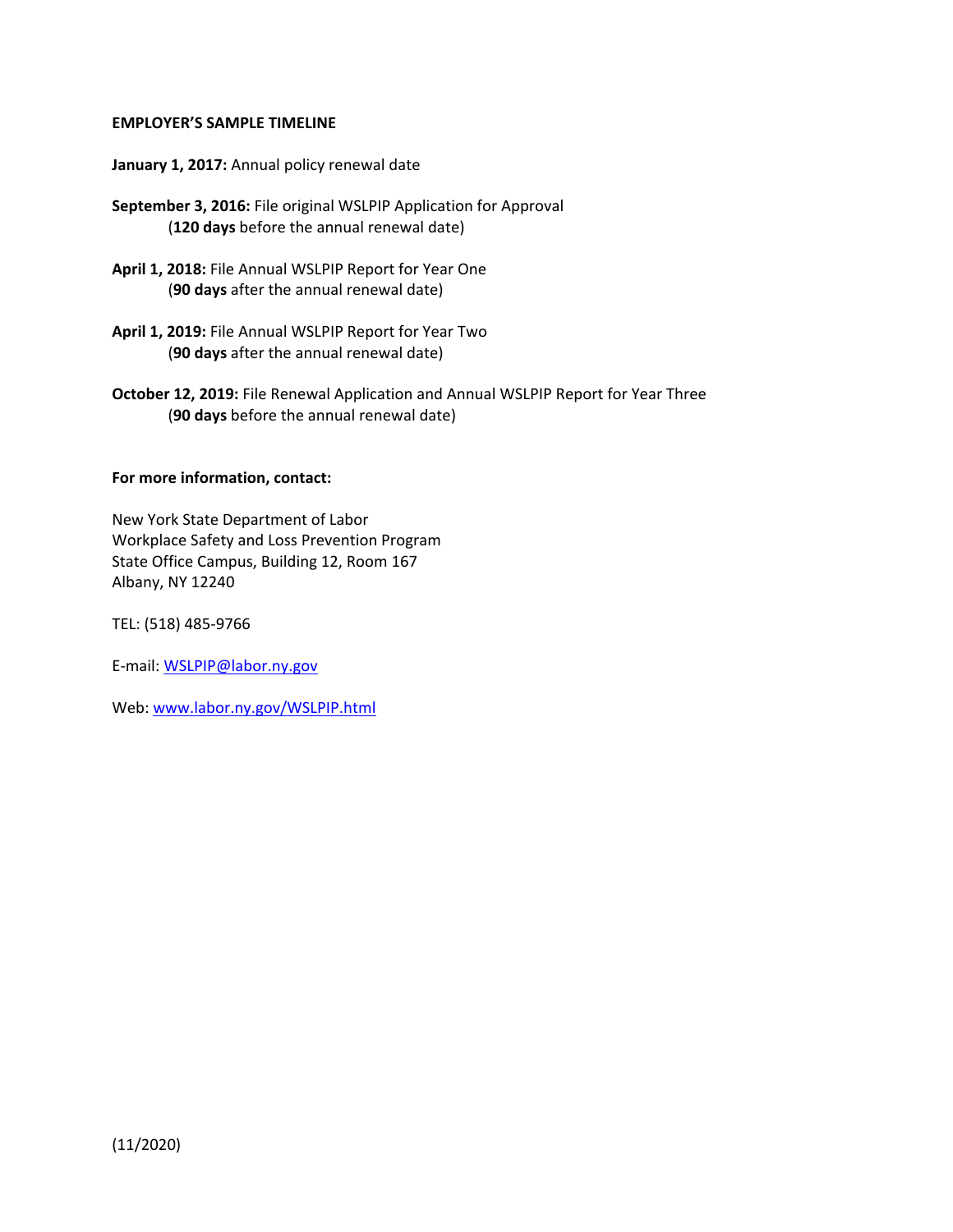**EMPLOYER'S SAMPLE TIMELINE**

**January 1, 2017:** Annual policy renewal date

**September 3, 2016:** File original WSLPIP Application for Approval
(**120 days** before the annual renewal date)

**April 1, 2018:** File Annual WSLPIP Report for Year One
(**90 days** after the annual renewal date)

**April 1, 2019:** File Annual WSLPIP Report for Year Two
(**90 days** after the annual renewal date)

**October 12, 2019:** File Renewal Application and Annual WSLPIP Report for Year Three
(**90 days** before the annual renewal date)

**For more information, contact:**

New York State Department of Labor
Workplace Safety and Loss Prevention Program
State Office Campus, Building 12, Room 167
Albany, NY 12240

TEL: (518) 485-9766

E-mail: WSLPIP@labor.ny.gov

Web: www.labor.ny.gov/WSLPIP.html

(11/2020)